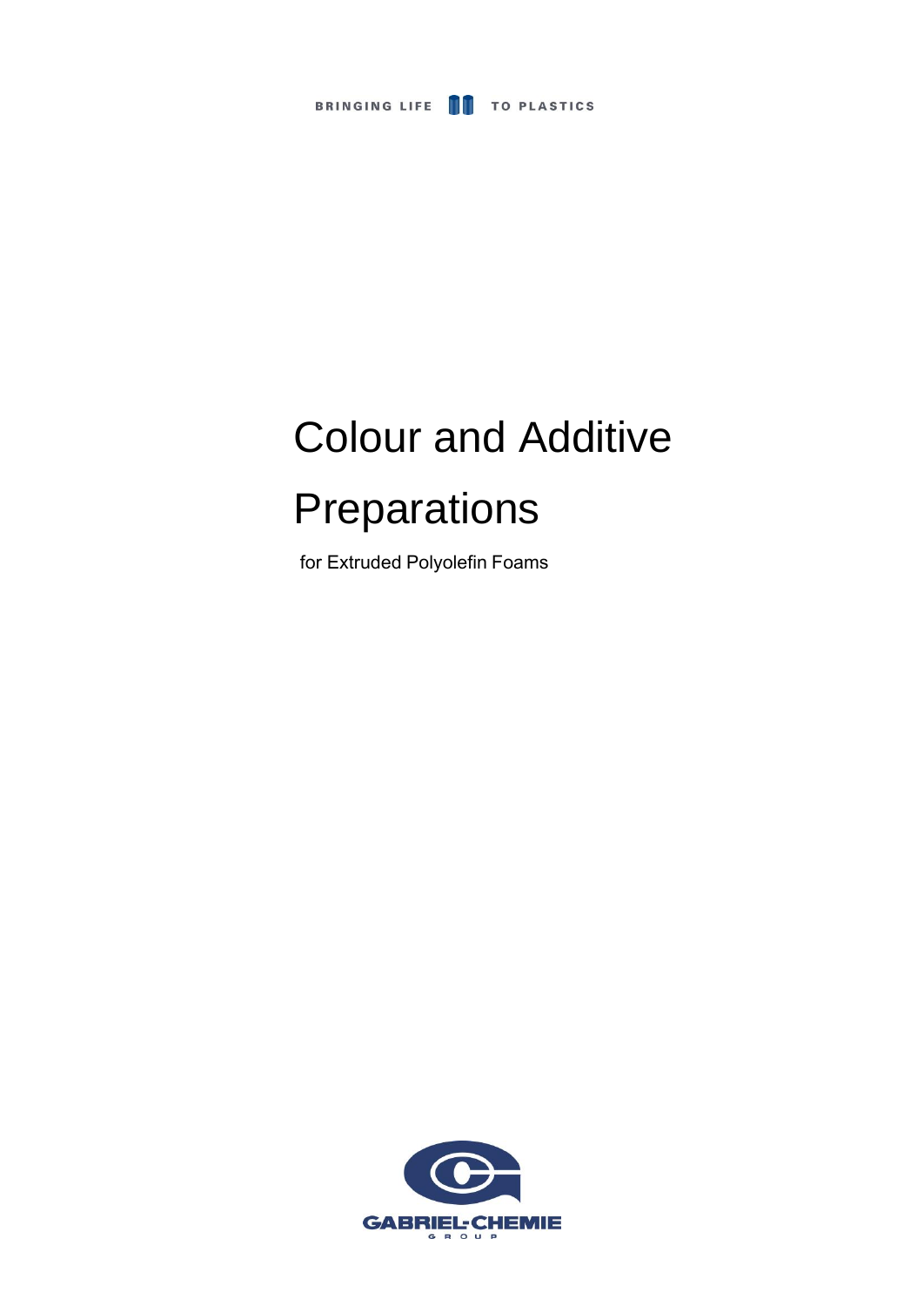BRINGING LIFE TO PLASTICS

# Colour and Additive Preparations

for Extruded Polyolefin Foams

GABRIEL-CHEMIE GROUP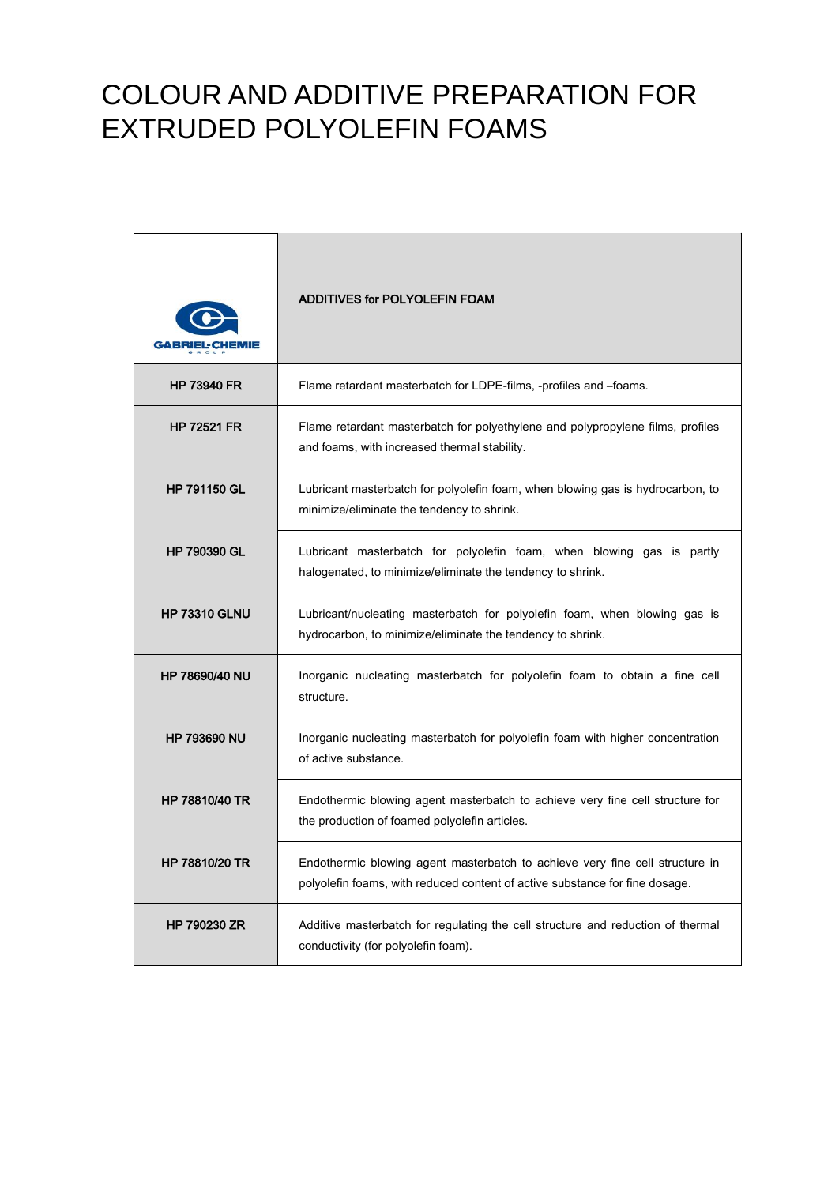# COLOUR AND ADDITIVE PREPARATION FOR EXTRUDED POLYOLEFIN FOAMS

| GABRIEL-CHEMIE GROUP | ADDITIVES for POLYOLEFIN FOAM |
| --- | --- |
| **HP 73940 FR** | Flame retardant masterbatch for LDPE-films, -profiles and –foams. |
| **HP 72521 FR** | Flame retardant masterbatch for polyethylene and polypropylene films, profiles and foams, with increased thermal stability. |
| **HP 791150 GL** | Lubricant masterbatch for polyolefin foam, when blowing gas is hydrocarbon, to minimize/eliminate the tendency to shrink. |
| **HP 790390 GL** | Lubricant masterbatch for polyolefin foam, when blowing gas is partly halogenated, to minimize/eliminate the tendency to shrink. |
| **HP 73310 GLNU** | Lubricant/nucleating masterbatch for polyolefin foam, when blowing gas is hydrocarbon, to minimize/eliminate the tendency to shrink. |
| **HP 78690/40 NU** | Inorganic nucleating masterbatch for polyolefin foam to obtain a fine cell structure. |
| **HP 793690 NU** | Inorganic nucleating masterbatch for polyolefin foam with higher concentration of active substance. |
| **HP 78810/40 TR** | Endothermic blowing agent masterbatch to achieve very fine cell structure for the production of foamed polyolefin articles. |
| **HP 78810/20 TR** | Endothermic blowing agent masterbatch to achieve very fine cell structure in polyolefin foams, with reduced content of active substance for fine dosage. |
| **HP 790230 ZR** | Additive masterbatch for regulating the cell structure and reduction of thermal conductivity (for polyolefin foam). |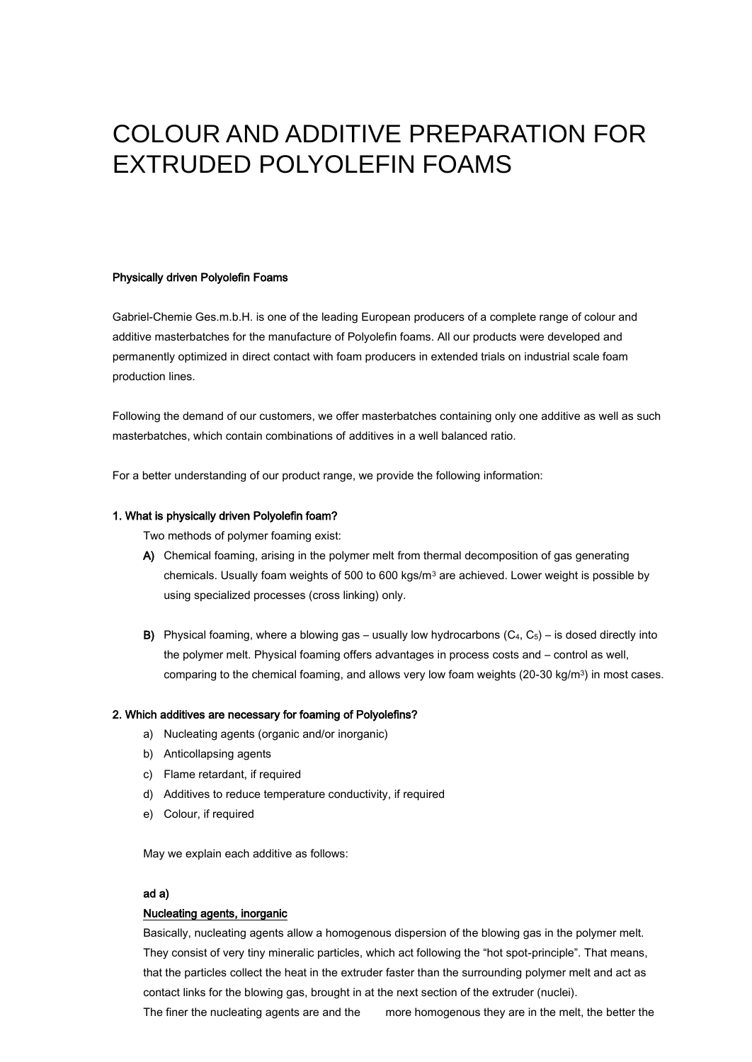# COLOUR AND ADDITIVE PREPARATION FOR EXTRUDED POLYOLEFIN FOAMS

**Physically driven Polyolefin Foams**

Gabriel-Chemie Ges.m.b.H. is one of the leading European producers of a complete range of colour and additive masterbatches for the manufacture of Polyolefin foams. All our products were developed and permanently optimized in direct contact with foam producers in extended trials on industrial scale foam production lines.

Following the demand of our customers, we offer masterbatches containing only one additive as well as such masterbatches, which contain combinations of additives in a well balanced ratio.

For a better understanding of our product range, we provide the following information:

**1. What is physically driven Polyolefin foam?**

Two methods of polymer foaming exist:

**A)** Chemical foaming, arising in the polymer melt from thermal decomposition of gas generating chemicals. Usually foam weights of 500 to 600 kgs/m$^3$ are achieved. Lower weight is possible by using specialized processes (cross linking) only.

**B)** Physical foaming, where a blowing gas – usually low hydrocarbons ($C_4$, $C_5$) – is dosed directly into the polymer melt. Physical foaming offers advantages in process costs and – control as well, comparing to the chemical foaming, and allows very low foam weights (20-30 kg/m$^3$) in most cases.

**2. Which additives are necessary for foaming of Polyolefins?**

a) Nucleating agents (organic and/or inorganic)
b) Anticollapsing agents
c) Flame retardant, if required
d) Additives to reduce temperature conductivity, if required
e) Colour, if required

May we explain each additive as follows:

**ad a)**

**Nucleating agents, inorganic**

Basically, nucleating agents allow a homogenous dispersion of the blowing gas in the polymer melt. They consist of very tiny mineralic particles, which act following the "hot spot-principle". That means, that the particles collect the heat in the extruder faster than the surrounding polymer melt and act as contact links for the blowing gas, brought in at the next section of the extruder (nuclei).
The finer the nucleating agents are and the more homogenous they are in the melt, the better the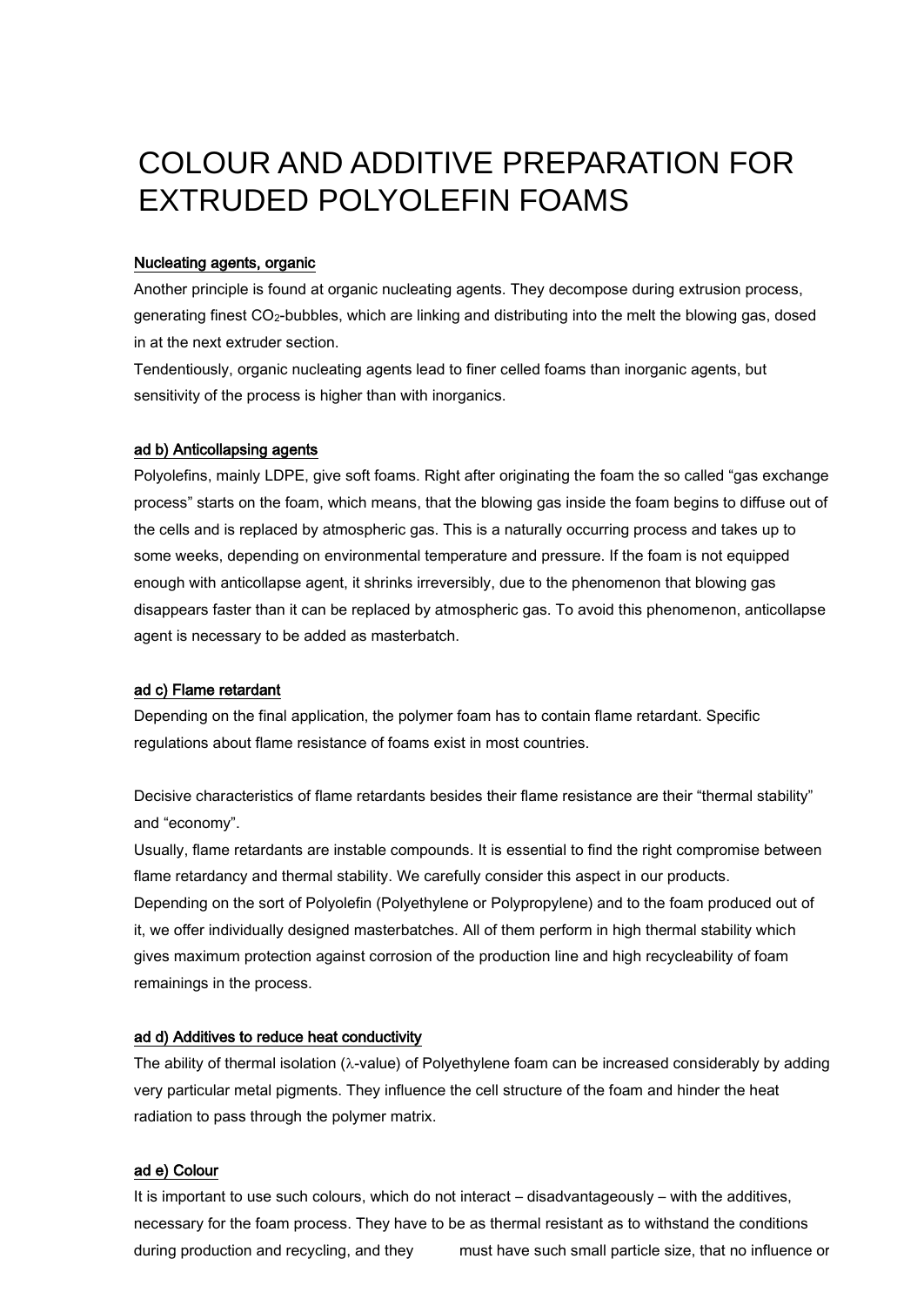# COLOUR AND ADDITIVE PREPARATION FOR EXTRUDED POLYOLEFIN FOAMS

**Nucleating agents, organic**

Another principle is found at organic nucleating agents. They decompose during extrusion process, generating finest $CO_2$-bubbles, which are linking and distributing into the melt the blowing gas, dosed in at the next extruder section.

Tendentiously, organic nucleating agents lead to finer celled foams than inorganic agents, but sensitivity of the process is higher than with inorganics.

**ad b) Anticollapsing agents**

Polyolefins, mainly LDPE, give soft foams. Right after originating the foam the so called "gas exchange process" starts on the foam, which means, that the blowing gas inside the foam begins to diffuse out of the cells and is replaced by atmospheric gas. This is a naturally occurring process and takes up to some weeks, depending on environmental temperature and pressure. If the foam is not equipped enough with anticollapse agent, it shrinks irreversibly, due to the phenomenon that blowing gas disappears faster than it can be replaced by atmospheric gas. To avoid this phenomenon, anticollapse agent is necessary to be added as masterbatch.

**ad c) Flame retardant**

Depending on the final application, the polymer foam has to contain flame retardant. Specific regulations about flame resistance of foams exist in most countries.

Decisive characteristics of flame retardants besides their flame resistance are their "thermal stability" and "economy".

Usually, flame retardants are instable compounds. It is essential to find the right compromise between flame retardancy and thermal stability. We carefully consider this aspect in our products.

Depending on the sort of Polyolefin (Polyethylene or Polypropylene) and to the foam produced out of it, we offer individually designed masterbatches. All of them perform in high thermal stability which gives maximum protection against corrosion of the production line and high recycleability of foam remainings in the process.

**ad d) Additives to reduce heat conductivity**

The ability of thermal isolation ($\lambda$-value) of Polyethylene foam can be increased considerably by adding very particular metal pigments. They influence the cell structure of the foam and hinder the heat radiation to pass through the polymer matrix.

**ad e) Colour**

It is important to use such colours, which do not interact – disadvantageously – with the additives, necessary for the foam process. They have to be as thermal resistant as to withstand the conditions during production and recycling, and they must have such small particle size, that no influence or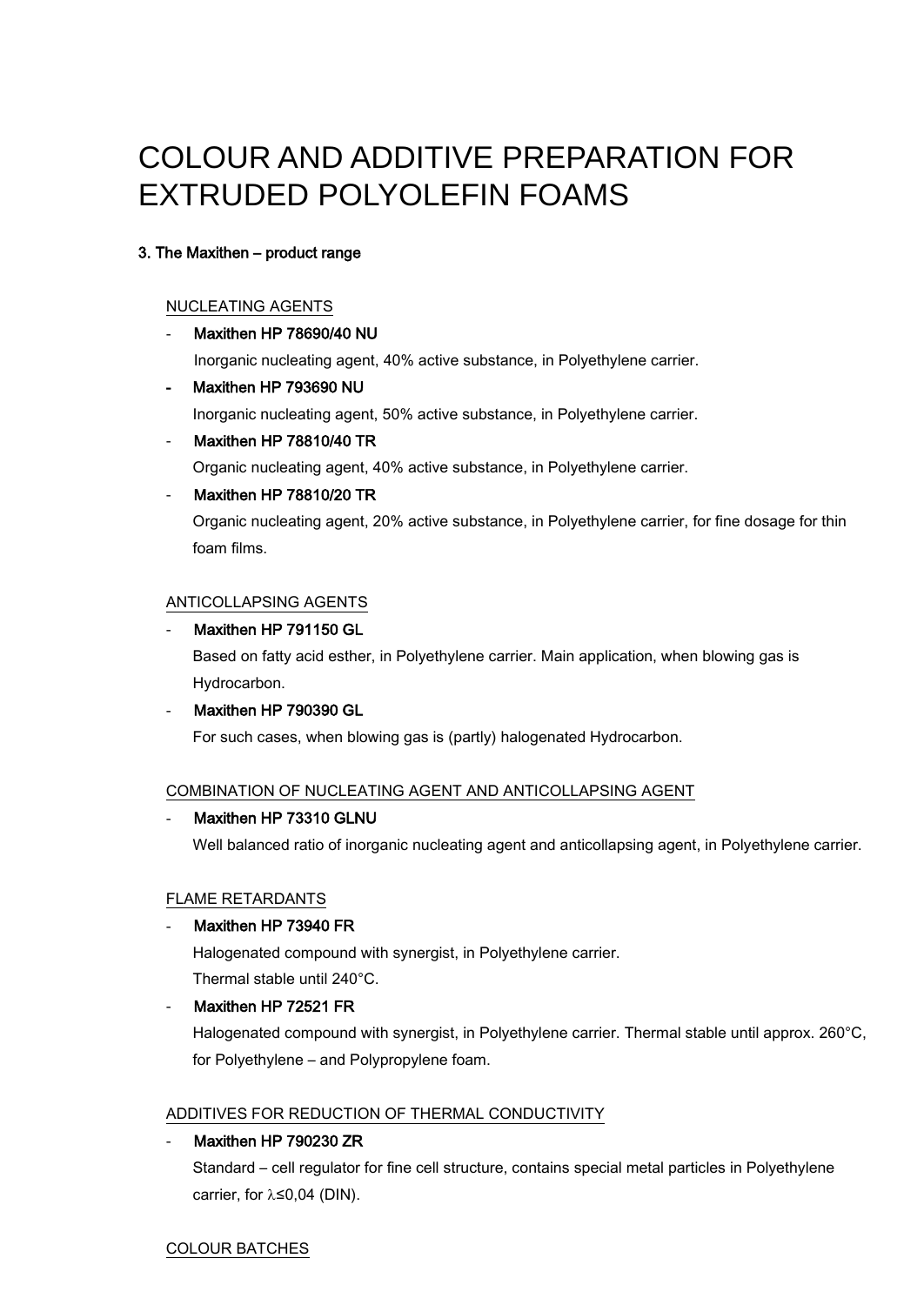# COLOUR AND ADDITIVE PREPARATION FOR EXTRUDED POLYOLEFIN FOAMS

**3. The Maxithen – product range**

NUCLEATING AGENTS

- **Maxithen HP 78690/40 NU**

  Inorganic nucleating agent, 40% active substance, in Polyethylene carrier.

- **Maxithen HP 793690 NU**

  Inorganic nucleating agent, 50% active substance, in Polyethylene carrier.

- **Maxithen HP 78810/40 TR**

  Organic nucleating agent, 40% active substance, in Polyethylene carrier.

- **Maxithen HP 78810/20 TR**

  Organic nucleating agent, 20% active substance, in Polyethylene carrier, for fine dosage for thin foam films.

ANTICOLLAPSING AGENTS

- **Maxithen HP 791150 GL**

  Based on fatty acid esther, in Polyethylene carrier. Main application, when blowing gas is Hydrocarbon.

- **Maxithen HP 790390 GL**

  For such cases, when blowing gas is (partly) halogenated Hydrocarbon.

COMBINATION OF NUCLEATING AGENT AND ANTICOLLAPSING AGENT

- **Maxithen HP 73310 GLNU**

  Well balanced ratio of inorganic nucleating agent and anticollapsing agent, in Polyethylene carrier.

FLAME RETARDANTS

- **Maxithen HP 73940 FR**

  Halogenated compound with synergist, in Polyethylene carrier.
  Thermal stable until 240°C.

- **Maxithen HP 72521 FR**

  Halogenated compound with synergist, in Polyethylene carrier. Thermal stable until approx. 260°C, for Polyethylene – and Polypropylene foam.

ADDITIVES FOR REDUCTION OF THERMAL CONDUCTIVITY

- **Maxithen HP 790230 ZR**

  Standard – cell regulator for fine cell structure, contains special metal particles in Polyethylene carrier, for $\lambda \leq 0{,}04$ (DIN).

COLOUR BATCHES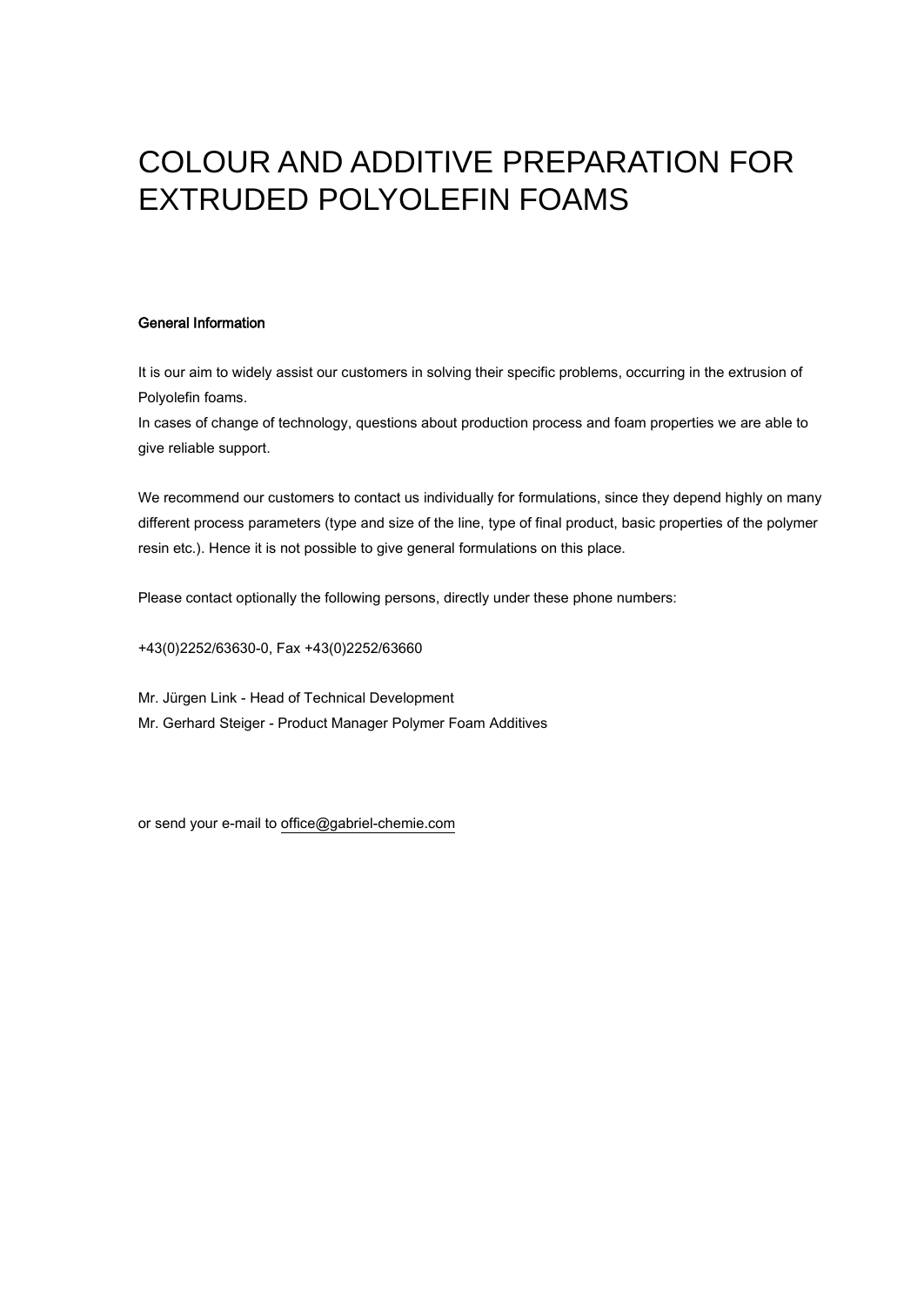# COLOUR AND ADDITIVE PREPARATION FOR EXTRUDED POLYOLEFIN FOAMS

**General Information**

It is our aim to widely assist our customers in solving their specific problems, occurring in the extrusion of Polyolefin foams.
In cases of change of technology, questions about production process and foam properties we are able to give reliable support.

We recommend our customers to contact us individually for formulations, since they depend highly on many different process parameters (type and size of the line, type of final product, basic properties of the polymer resin etc.). Hence it is not possible to give general formulations on this place.

Please contact optionally the following persons, directly under these phone numbers:

+43(0)2252/63630-0, Fax +43(0)2252/63660

Mr. Jürgen Link - Head of Technical Development
Mr. Gerhard Steiger - Product Manager Polymer Foam Additives

or send your e-mail to office@gabriel-chemie.com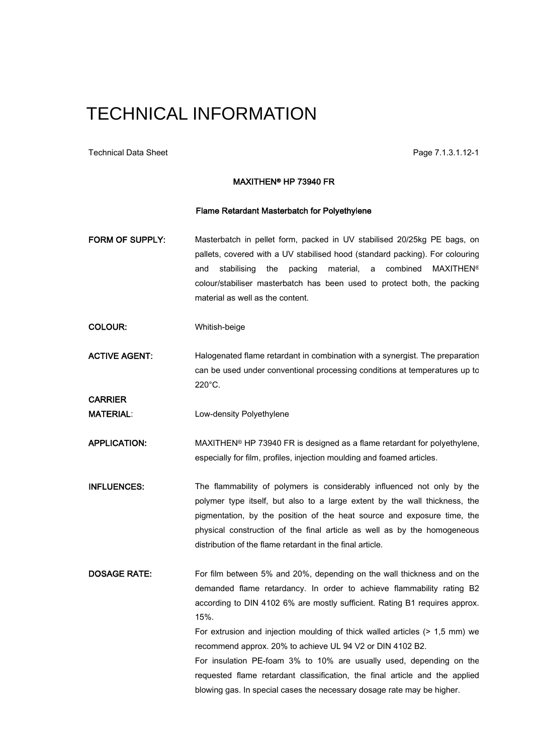# TECHNICAL INFORMATION

Technical Data Sheet Page 7.1.3.1.12-1

**MAXITHEN® HP 73940 FR**

**Flame Retardant Masterbatch for Polyethylene**

**FORM OF SUPPLY:** Masterbatch in pellet form, packed in UV stabilised 20/25kg PE bags, on pallets, covered with a UV stabilised hood (standard packing). For colouring and stabilising the packing material, a combined MAXITHEN® colour/stabiliser masterbatch has been used to protect both, the packing material as well as the content.

**COLOUR:** Whitish-beige

**ACTIVE AGENT:** Halogenated flame retardant in combination with a synergist. The preparation can be used under conventional processing conditions at temperatures up to 220°C.

**CARRIER MATERIAL**: Low-density Polyethylene

**APPLICATION:** MAXITHEN® HP 73940 FR is designed as a flame retardant for polyethylene, especially for film, profiles, injection moulding and foamed articles.

**INFLUENCES:** The flammability of polymers is considerably influenced not only by the polymer type itself, but also to a large extent by the wall thickness, the pigmentation, by the position of the heat source and exposure time, the physical construction of the final article as well as by the homogeneous distribution of the flame retardant in the final article.

**DOSAGE RATE:** For film between 5% and 20%, depending on the wall thickness and on the demanded flame retardancy. In order to achieve flammability rating B2 according to DIN 4102 6% are mostly sufficient. Rating B1 requires approx. 15%.

For extrusion and injection moulding of thick walled articles (> 1,5 mm) we recommend approx. 20% to achieve UL 94 V2 or DIN 4102 B2.

For insulation PE-foam 3% to 10% are usually used, depending on the requested flame retardant classification, the final article and the applied blowing gas. In special cases the necessary dosage rate may be higher.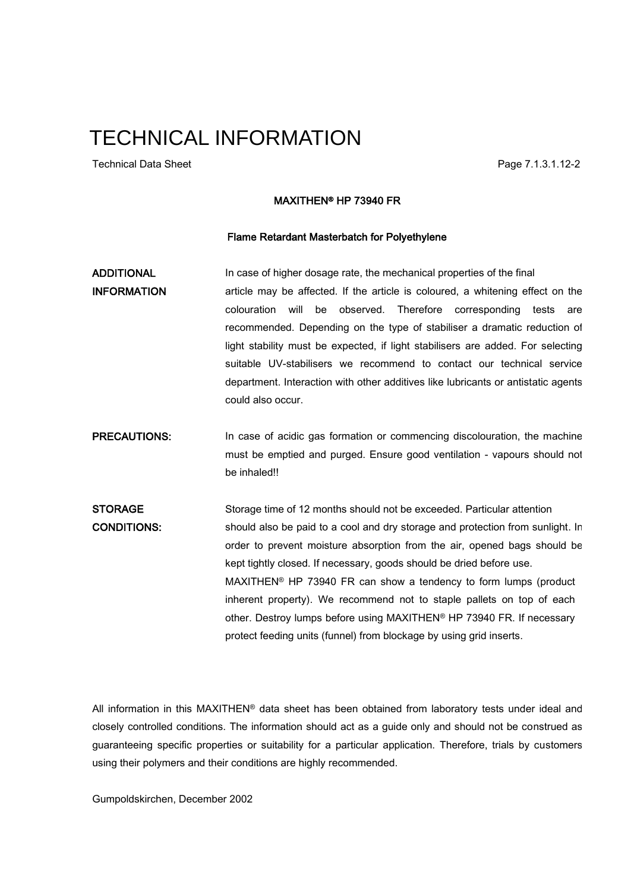# TECHNICAL INFORMATION

Technical Data Sheet

## MAXITHEN® HP 73940 FR

### Flame Retardant Masterbatch for Polyethylene

**ADDITIONAL INFORMATION**

In case of higher dosage rate, the mechanical properties of the final article may be affected. If the article is coloured, a whitening effect on the colouration will be observed. Therefore corresponding tests are recommended. Depending on the type of stabiliser a dramatic reduction of light stability must be expected, if light stabilisers are added. For selecting suitable UV-stabilisers we recommend to contact our technical service department. Interaction with other additives like lubricants or antistatic agents could also occur.

**PRECAUTIONS:**

In case of acidic gas formation or commencing discolouration, the machine must be emptied and purged. Ensure good ventilation - vapours should not be inhaled!!

**STORAGE CONDITIONS:**

Storage time of 12 months should not be exceeded. Particular attention should also be paid to a cool and dry storage and protection from sunlight. In order to prevent moisture absorption from the air, opened bags should be kept tightly closed. If necessary, goods should be dried before use. MAXITHEN® HP 73940 FR can show a tendency to form lumps (product inherent property). We recommend not to staple pallets on top of each other. Destroy lumps before using MAXITHEN® HP 73940 FR. If necessary protect feeding units (funnel) from blockage by using grid inserts.

All information in this MAXITHEN® data sheet has been obtained from laboratory tests under ideal and closely controlled conditions. The information should act as a guide only and should not be construed as guaranteeing specific properties or suitability for a particular application. Therefore, trials by customers using their polymers and their conditions are highly recommended.

Gumpoldskirchen, December 2002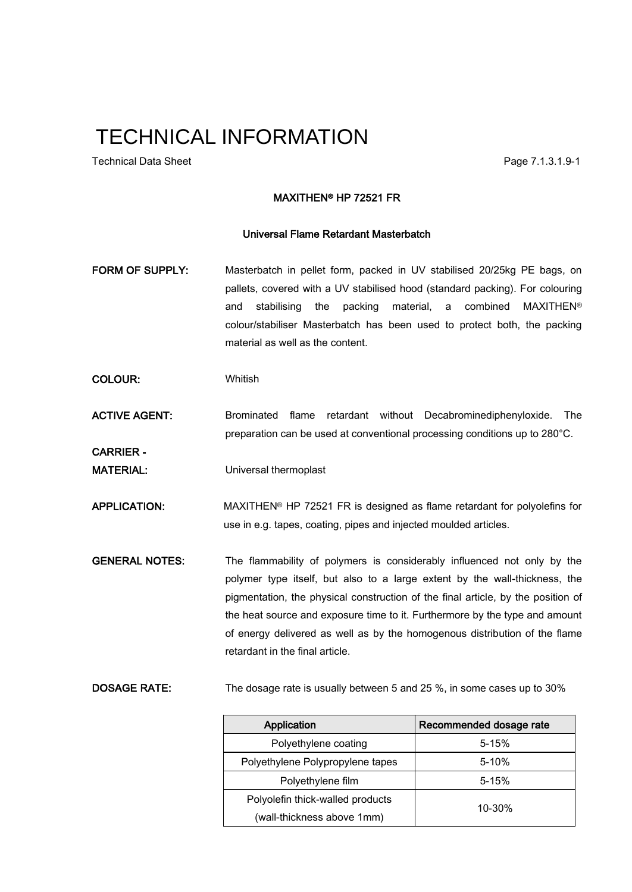# TECHNICAL INFORMATION

Technical Data Sheet

## MAXITHEN® HP 72521 FR

### Universal Flame Retardant Masterbatch

**FORM OF SUPPLY:** Masterbatch in pellet form, packed in UV stabilised 20/25kg PE bags, on pallets, covered with a UV stabilised hood (standard packing). For colouring and stabilising the packing material, a combined MAXITHEN® colour/stabiliser Masterbatch has been used to protect both, the packing material as well as the content.

**COLOUR:** Whitish

**ACTIVE AGENT:** Brominated flame retardant without Decabrominediphenyloxide. The preparation can be used at conventional processing conditions up to 280°C.

**CARRIER - MATERIAL:** Universal thermoplast

**APPLICATION:** MAXITHEN® HP 72521 FR is designed as flame retardant for polyolefins for use in e.g. tapes, coating, pipes and injected moulded articles.

**GENERAL NOTES:** The flammability of polymers is considerably influenced not only by the polymer type itself, but also to a large extent by the wall-thickness, the pigmentation, the physical construction of the final article, by the position of the heat source and exposure time to it. Furthermore by the type and amount of energy delivered as well as by the homogenous distribution of the flame retardant in the final article.

**DOSAGE RATE:** The dosage rate is usually between 5 and 25 %, in some cases up to 30%

| Application | Recommended dosage rate |
|---|---|
| Polyethylene coating | 5-15% |
| Polyethylene Polypropylene tapes | 5-10% |
| Polyethylene film | 5-15% |
| Polyolefin thick-walled products (wall-thickness above 1mm) | 10-30% |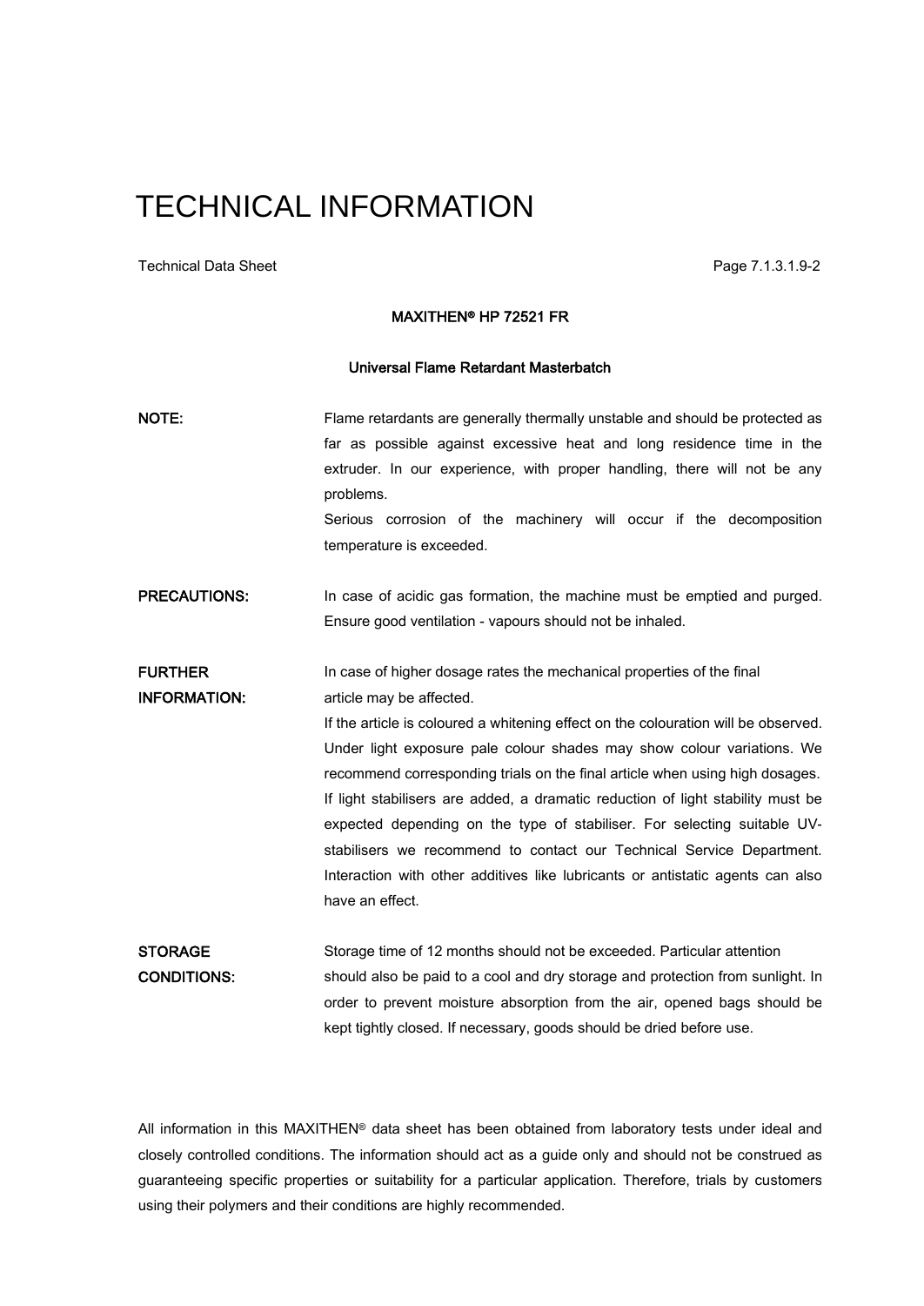# TECHNICAL INFORMATION

Technical Data Sheet

**MAXITHEN® HP 72521 FR**

**Universal Flame Retardant Masterbatch**

**NOTE:** Flame retardants are generally thermally unstable and should be protected as far as possible against excessive heat and long residence time in the extruder. In our experience, with proper handling, there will not be any problems.
Serious corrosion of the machinery will occur if the decomposition temperature is exceeded.

**PRECAUTIONS:** In case of acidic gas formation, the machine must be emptied and purged. Ensure good ventilation - vapours should not be inhaled.

**FURTHER INFORMATION:** In case of higher dosage rates the mechanical properties of the final article may be affected.
If the article is coloured a whitening effect on the colouration will be observed. Under light exposure pale colour shades may show colour variations. We recommend corresponding trials on the final article when using high dosages. If light stabilisers are added, a dramatic reduction of light stability must be expected depending on the type of stabiliser. For selecting suitable UV-stabilisers we recommend to contact our Technical Service Department. Interaction with other additives like lubricants or antistatic agents can also have an effect.

**STORAGE CONDITIONS:** Storage time of 12 months should not be exceeded. Particular attention should also be paid to a cool and dry storage and protection from sunlight. In order to prevent moisture absorption from the air, opened bags should be kept tightly closed. If necessary, goods should be dried before use.

All information in this MAXITHEN® data sheet has been obtained from laboratory tests under ideal and closely controlled conditions. The information should act as a guide only and should not be construed as guaranteeing specific properties or suitability for a particular application. Therefore, trials by customers using their polymers and their conditions are highly recommended.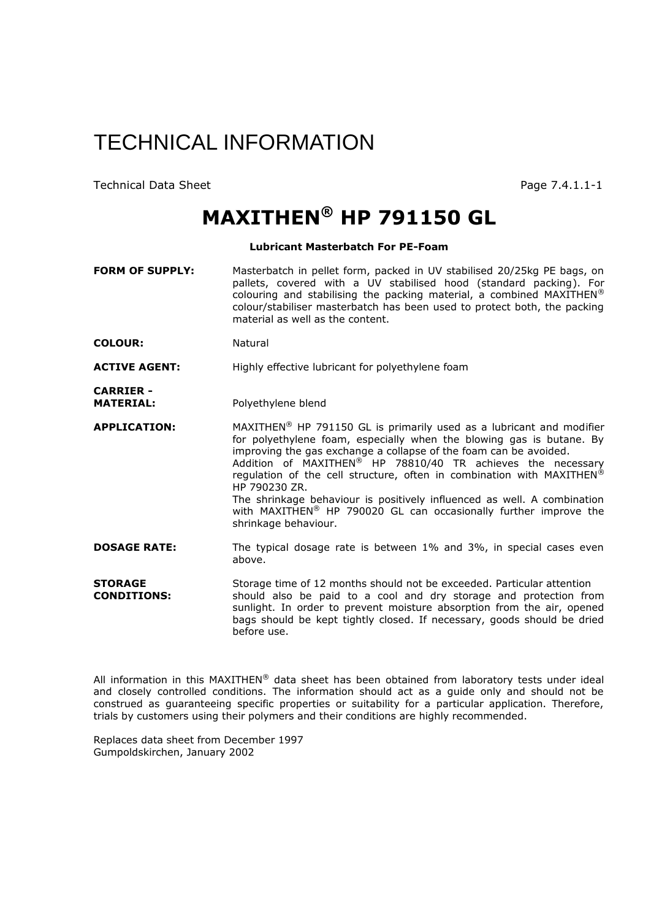# TECHNICAL INFORMATION

Technical Data Sheet

## MAXITHEN® HP 791150 GL

**Lubricant Masterbatch For PE-Foam**

| | |
|---|---|
| **FORM OF SUPPLY:** | Masterbatch in pellet form, packed in UV stabilised 20/25kg PE bags, on pallets, covered with a UV stabilised hood (standard packing). For colouring and stabilising the packing material, a combined MAXITHEN® colour/stabiliser masterbatch has been used to protect both, the packing material as well as the content. |
| **COLOUR:** | Natural |
| **ACTIVE AGENT:** | Highly effective lubricant for polyethylene foam |
| **CARRIER - MATERIAL:** | Polyethylene blend |
| **APPLICATION:** | MAXITHEN® HP 791150 GL is primarily used as a lubricant and modifier for polyethylene foam, especially when the blowing gas is butane. By improving the gas exchange a collapse of the foam can be avoided. Addition of MAXITHEN® HP 78810/40 TR achieves the necessary regulation of the cell structure, often in combination with MAXITHEN® HP 790230 ZR. The shrinkage behaviour is positively influenced as well. A combination with MAXITHEN® HP 790020 GL can occasionally further improve the shrinkage behaviour. |
| **DOSAGE RATE:** | The typical dosage rate is between 1% and 3%, in special cases even above. |
| **STORAGE CONDITIONS:** | Storage time of 12 months should not be exceeded. Particular attention should also be paid to a cool and dry storage and protection from sunlight. In order to prevent moisture absorption from the air, opened bags should be kept tightly closed. If necessary, goods should be dried before use. |

All information in this MAXITHEN® data sheet has been obtained from laboratory tests under ideal and closely controlled conditions. The information should act as a guide only and should not be construed as guaranteeing specific properties or suitability for a particular application. Therefore, trials by customers using their polymers and their conditions are highly recommended.

Replaces data sheet from December 1997
Gumpoldskirchen, January 2002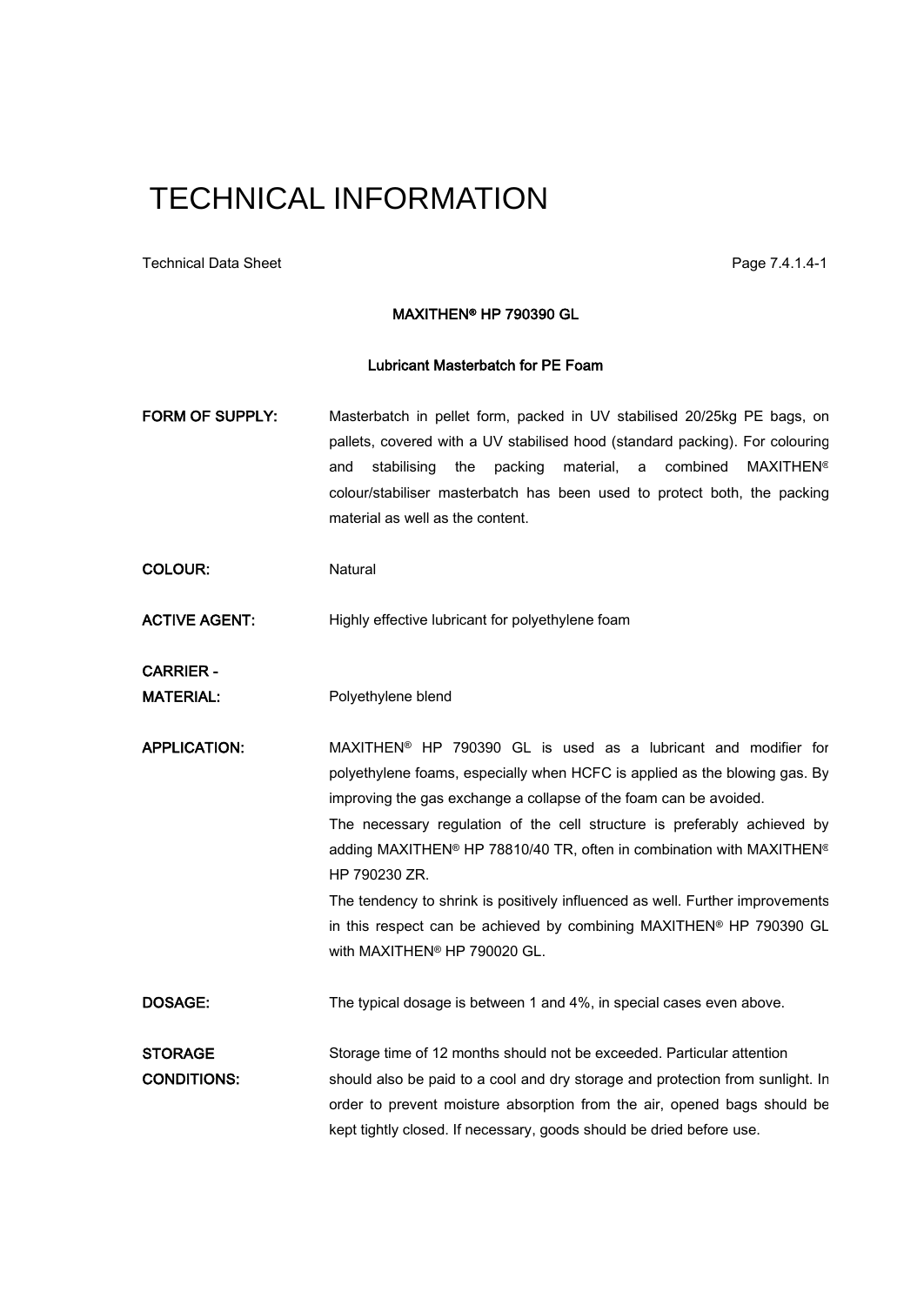# TECHNICAL INFORMATION

Technical Data Sheet

## MAXITHEN® HP 790390 GL

### Lubricant Masterbatch for PE Foam

**FORM OF SUPPLY:** Masterbatch in pellet form, packed in UV stabilised 20/25kg PE bags, on pallets, covered with a UV stabilised hood (standard packing). For colouring and stabilising the packing material, a combined MAXITHEN® colour/stabiliser masterbatch has been used to protect both, the packing material as well as the content.

**COLOUR:** Natural

**ACTIVE AGENT:** Highly effective lubricant for polyethylene foam

**CARRIER - MATERIAL:** Polyethylene blend

**APPLICATION:** MAXITHEN® HP 790390 GL is used as a lubricant and modifier for polyethylene foams, especially when HCFC is applied as the blowing gas. By improving the gas exchange a collapse of the foam can be avoided.
The necessary regulation of the cell structure is preferably achieved by adding MAXITHEN® HP 78810/40 TR, often in combination with MAXITHEN® HP 790230 ZR.
The tendency to shrink is positively influenced as well. Further improvements in this respect can be achieved by combining MAXITHEN® HP 790390 GL with MAXITHEN® HP 790020 GL.

**DOSAGE:** The typical dosage is between 1 and 4%, in special cases even above.

**STORAGE CONDITIONS:** Storage time of 12 months should not be exceeded. Particular attention should also be paid to a cool and dry storage and protection from sunlight. In order to prevent moisture absorption from the air, opened bags should be kept tightly closed. If necessary, goods should be dried before use.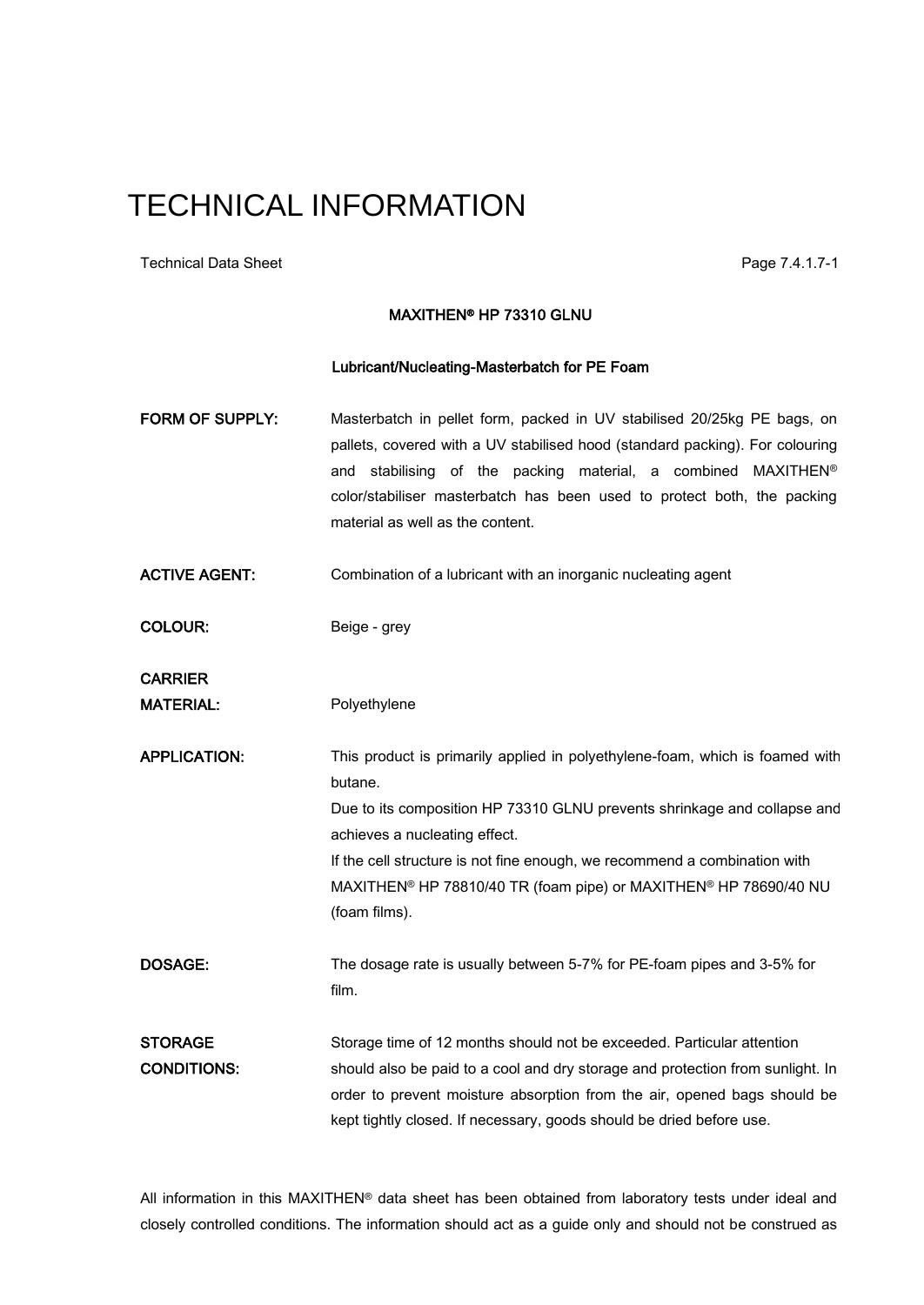# TECHNICAL INFORMATION

Technical Data Sheet Page 7.4.1.7-1

**MAXITHEN® HP 73310 GLNU**

**Lubricant/Nucleating-Masterbatch for PE Foam**

**FORM OF SUPPLY:** Masterbatch in pellet form, packed in UV stabilised 20/25kg PE bags, on pallets, covered with a UV stabilised hood (standard packing). For colouring and stabilising of the packing material, a combined MAXITHEN® color/stabiliser masterbatch has been used to protect both, the packing material as well as the content.

**ACTIVE AGENT:** Combination of a lubricant with an inorganic nucleating agent

**COLOUR:** Beige - grey

**CARRIER MATERIAL:** Polyethylene

**APPLICATION:** This product is primarily applied in polyethylene-foam, which is foamed with butane.
Due to its composition HP 73310 GLNU prevents shrinkage and collapse and achieves a nucleating effect.
If the cell structure is not fine enough, we recommend a combination with MAXITHEN® HP 78810/40 TR (foam pipe) or MAXITHEN® HP 78690/40 NU (foam films).

**DOSAGE:** The dosage rate is usually between 5-7% for PE-foam pipes and 3-5% for film.

**STORAGE CONDITIONS:** Storage time of 12 months should not be exceeded. Particular attention should also be paid to a cool and dry storage and protection from sunlight. In order to prevent moisture absorption from the air, opened bags should be kept tightly closed. If necessary, goods should be dried before use.

All information in this MAXITHEN® data sheet has been obtained from laboratory tests under ideal and closely controlled conditions. The information should act as a guide only and should not be construed as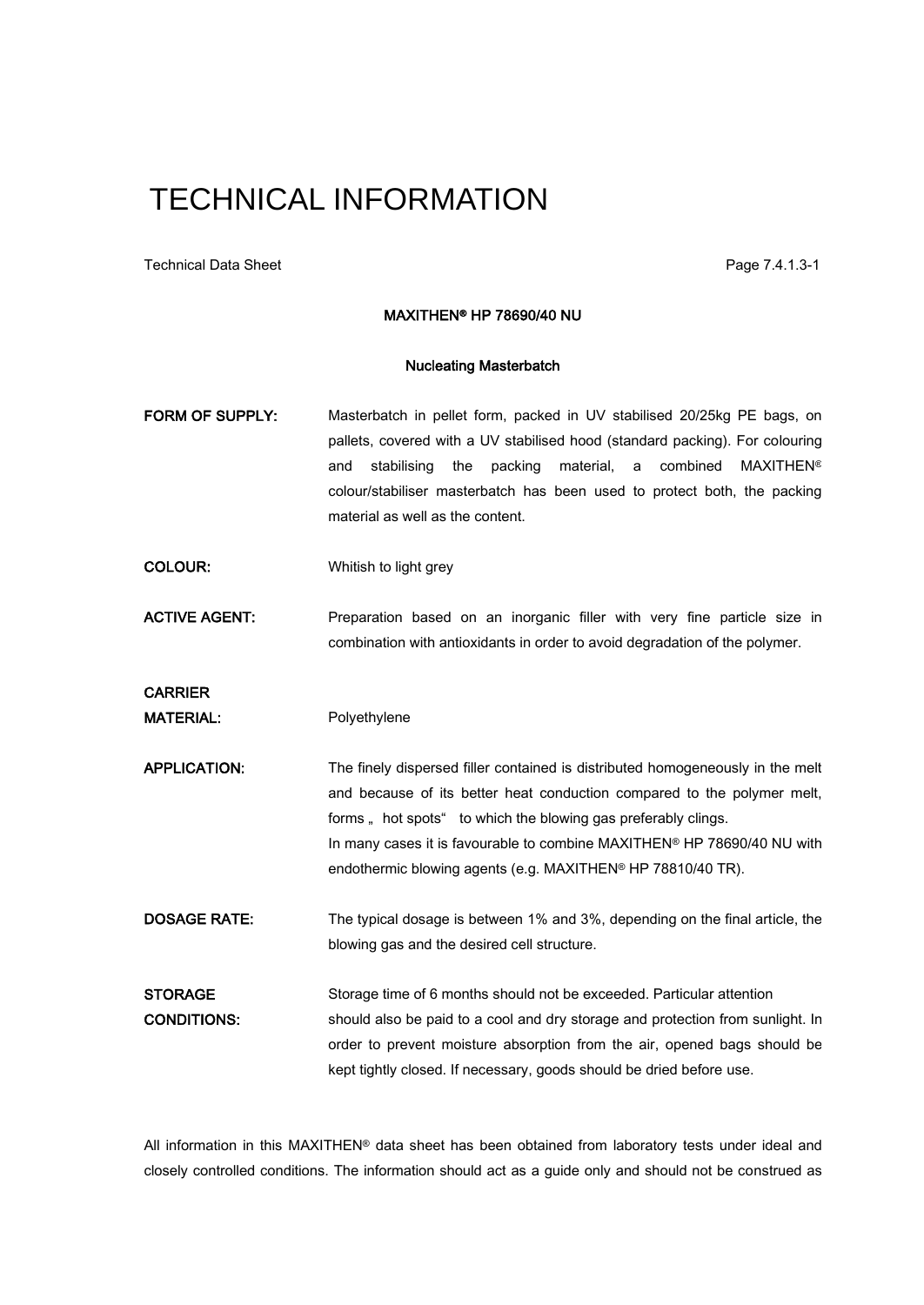# TECHNICAL INFORMATION

Technical Data Sheet

Page 7.4.1.3-1

**MAXITHEN® HP 78690/40 NU**

**Nucleating Masterbatch**

| | |
|---|---|
| **FORM OF SUPPLY:** | Masterbatch in pellet form, packed in UV stabilised 20/25kg PE bags, on pallets, covered with a UV stabilised hood (standard packing). For colouring and stabilising the packing material, a combined MAXITHEN® colour/stabiliser masterbatch has been used to protect both, the packing material as well as the content. |
| **COLOUR:** | Whitish to light grey |
| **ACTIVE AGENT:** | Preparation based on an inorganic filler with very fine particle size in combination with antioxidants in order to avoid degradation of the polymer. |
| **CARRIER MATERIAL:** | Polyethylene |
| **APPLICATION:** | The finely dispersed filler contained is distributed homogeneously in the melt and because of its better heat conduction compared to the polymer melt, forms „ hot spots“ to which the blowing gas preferably clings. In many cases it is favourable to combine MAXITHEN® HP 78690/40 NU with endothermic blowing agents (e.g. MAXITHEN® HP 78810/40 TR). |
| **DOSAGE RATE:** | The typical dosage is between 1% and 3%, depending on the final article, the blowing gas and the desired cell structure. |
| **STORAGE CONDITIONS:** | Storage time of 6 months should not be exceeded. Particular attention should also be paid to a cool and dry storage and protection from sunlight. In order to prevent moisture absorption from the air, opened bags should be kept tightly closed. If necessary, goods should be dried before use. |

All information in this MAXITHEN® data sheet has been obtained from laboratory tests under ideal and closely controlled conditions. The information should act as a guide only and should not be construed as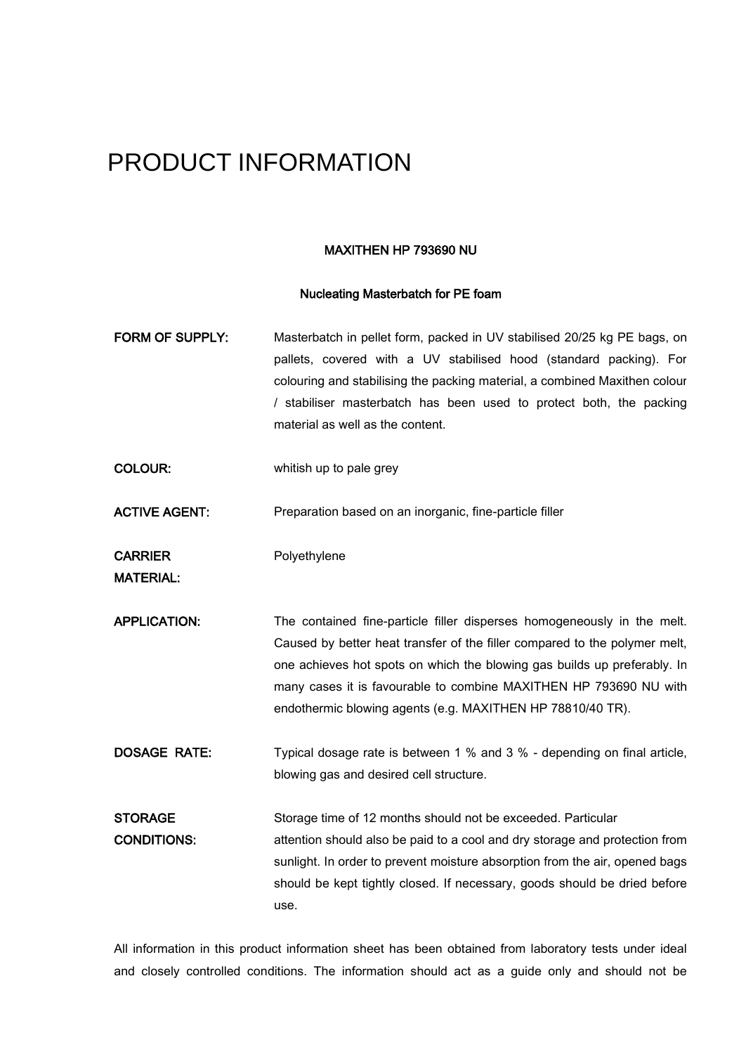# PRODUCT INFORMATION

**MAXITHEN HP 793690 NU**

**Nucleating Masterbatch for PE foam**

| | |
|---|---|
| **FORM OF SUPPLY:** | Masterbatch in pellet form, packed in UV stabilised 20/25 kg PE bags, on pallets, covered with a UV stabilised hood (standard packing). For colouring and stabilising the packing material, a combined Maxithen colour / stabiliser masterbatch has been used to protect both, the packing material as well as the content. |
| **COLOUR:** | whitish up to pale grey |
| **ACTIVE AGENT:** | Preparation based on an inorganic, fine-particle filler |
| **CARRIER MATERIAL:** | Polyethylene |
| **APPLICATION:** | The contained fine-particle filler disperses homogeneously in the melt. Caused by better heat transfer of the filler compared to the polymer melt, one achieves hot spots on which the blowing gas builds up preferably. In many cases it is favourable to combine MAXITHEN HP 793690 NU with endothermic blowing agents (e.g. MAXITHEN HP 78810/40 TR). |
| **DOSAGE RATE:** | Typical dosage rate is between 1 % and 3 % - depending on final article, blowing gas and desired cell structure. |
| **STORAGE CONDITIONS:** | Storage time of 12 months should not be exceeded. Particular attention should also be paid to a cool and dry storage and protection from sunlight. In order to prevent moisture absorption from the air, opened bags should be kept tightly closed. If necessary, goods should be dried before use. |

All information in this product information sheet has been obtained from laboratory tests under ideal and closely controlled conditions. The information should act as a guide only and should not be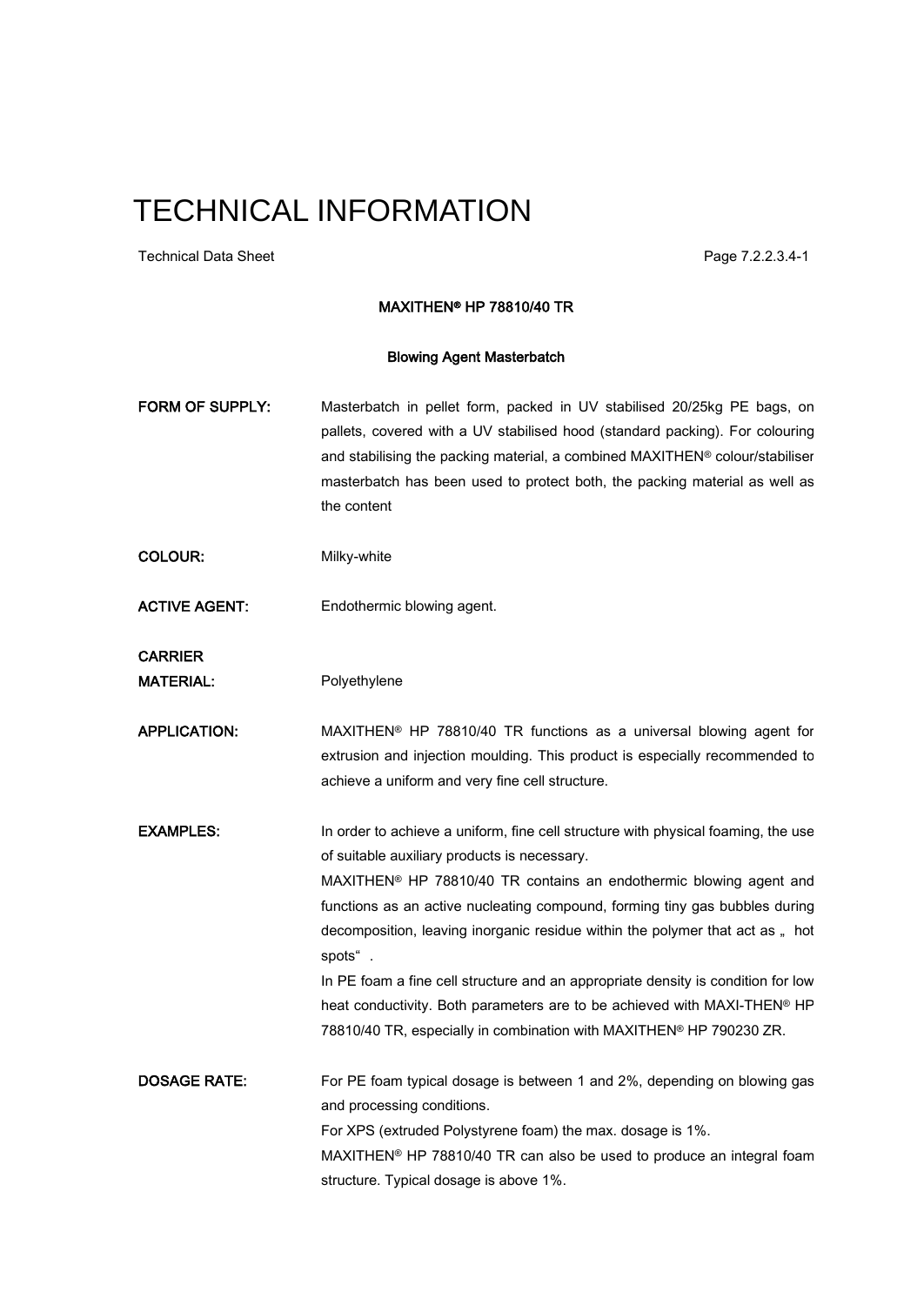# TECHNICAL INFORMATION

Technical Data Sheet

**MAXITHEN® HP 78810/40 TR**

**Blowing Agent Masterbatch**

**FORM OF SUPPLY:** Masterbatch in pellet form, packed in UV stabilised 20/25kg PE bags, on pallets, covered with a UV stabilised hood (standard packing). For colouring and stabilising the packing material, a combined MAXITHEN® colour/stabiliser masterbatch has been used to protect both, the packing material as well as the content

**COLOUR:** Milky-white

**ACTIVE AGENT:** Endothermic blowing agent.

**CARRIER MATERIAL:** Polyethylene

**APPLICATION:** MAXITHEN® HP 78810/40 TR functions as a universal blowing agent for extrusion and injection moulding. This product is especially recommended to achieve a uniform and very fine cell structure.

**EXAMPLES:** In order to achieve a uniform, fine cell structure with physical foaming, the use of suitable auxiliary products is necessary.

MAXITHEN® HP 78810/40 TR contains an endothermic blowing agent and functions as an active nucleating compound, forming tiny gas bubbles during decomposition, leaving inorganic residue within the polymer that act as „ hot spots“ .

In PE foam a fine cell structure and an appropriate density is condition for low heat conductivity. Both parameters are to be achieved with MAXI-THEN® HP 78810/40 TR, especially in combination with MAXITHEN® HP 790230 ZR.

**DOSAGE RATE:** For PE foam typical dosage is between 1 and 2%, depending on blowing gas and processing conditions.

For XPS (extruded Polystyrene foam) the max. dosage is 1%.

MAXITHEN® HP 78810/40 TR can also be used to produce an integral foam structure. Typical dosage is above 1%.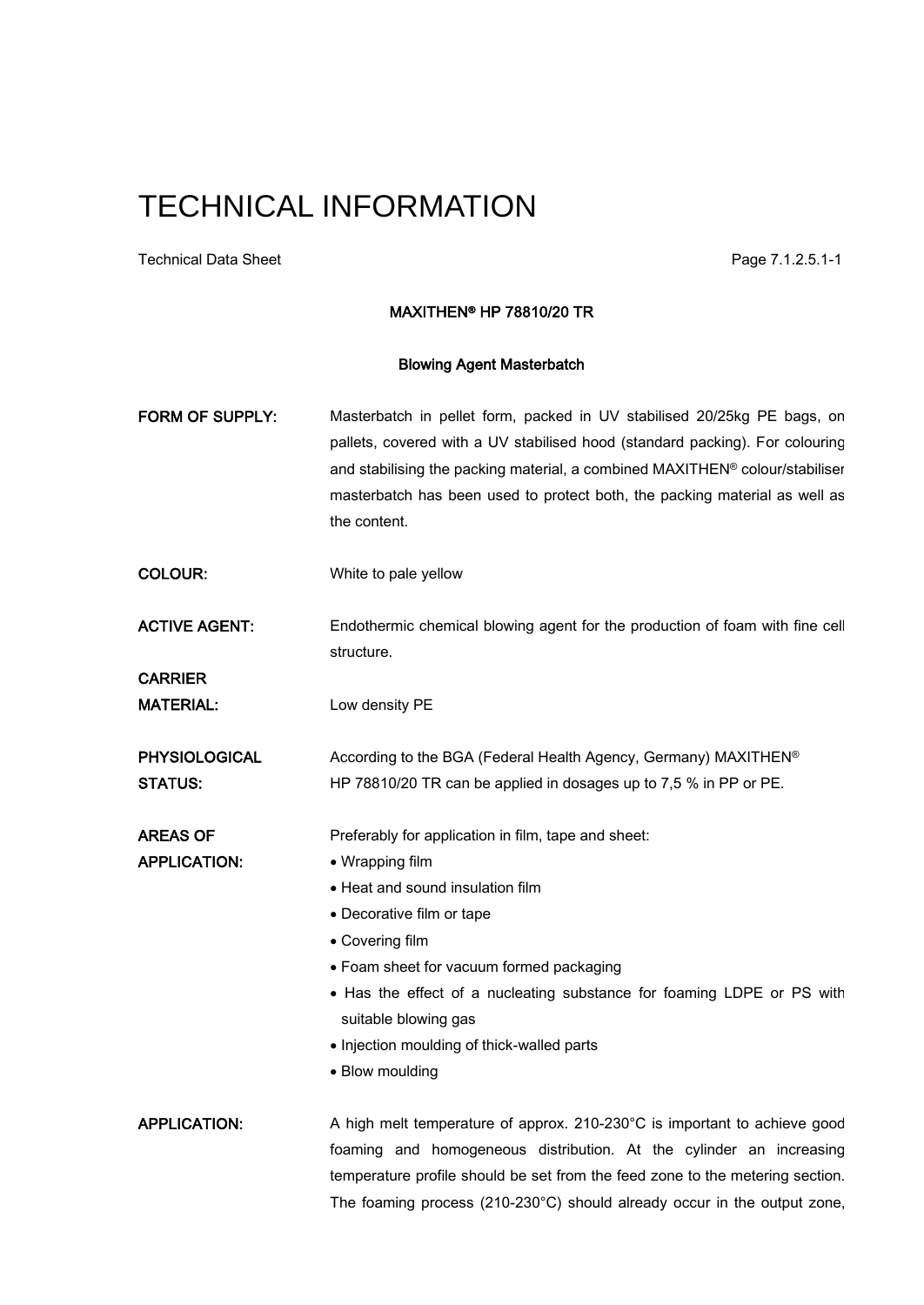# TECHNICAL INFORMATION

Technical Data Sheet

**MAXITHEN® HP 78810/20 TR**

**Blowing Agent Masterbatch**

| | |
|---|---|
| **FORM OF SUPPLY:** | Masterbatch in pellet form, packed in UV stabilised 20/25kg PE bags, on pallets, covered with a UV stabilised hood (standard packing). For colouring and stabilising the packing material, a combined MAXITHEN® colour/stabiliser masterbatch has been used to protect both, the packing material as well as the content. |
| **COLOUR:** | White to pale yellow |
| **ACTIVE AGENT:** | Endothermic chemical blowing agent for the production of foam with fine cell structure. |
| **CARRIER MATERIAL:** | Low density PE |
| **PHYSIOLOGICAL STATUS:** | According to the BGA (Federal Health Agency, Germany) MAXITHEN® HP 78810/20 TR can be applied in dosages up to 7,5 % in PP or PE. |
| **AREAS OF APPLICATION:** | Preferably for application in film, tape and sheet:<br>• Wrapping film<br>• Heat and sound insulation film<br>• Decorative film or tape<br>• Covering film<br>• Foam sheet for vacuum formed packaging<br>• Has the effect of a nucleating substance for foaming LDPE or PS with suitable blowing gas<br>• Injection moulding of thick-walled parts<br>• Blow moulding |
| **APPLICATION:** | A high melt temperature of approx. 210-230°C is important to achieve good foaming and homogeneous distribution. At the cylinder an increasing temperature profile should be set from the feed zone to the metering section. The foaming process (210-230°C) should already occur in the output zone, |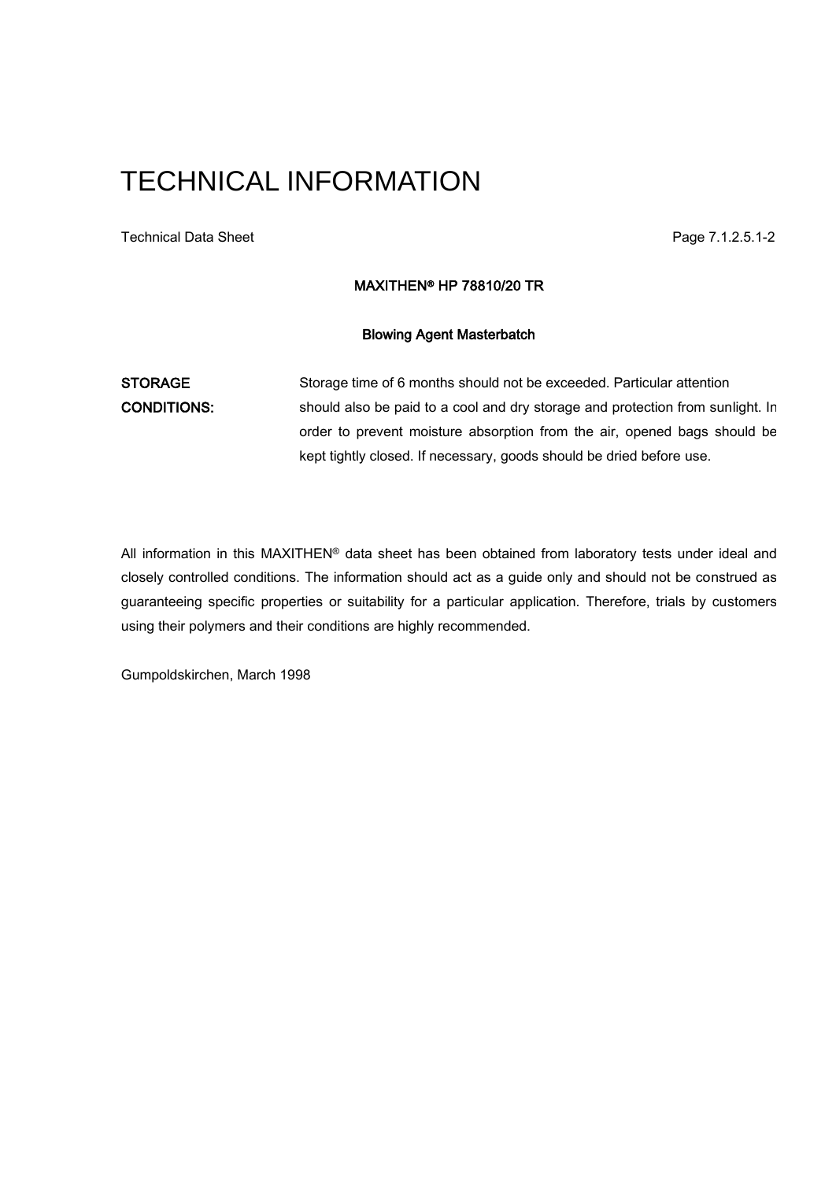# TECHNICAL INFORMATION

Technical Data Sheet

**MAXITHEN® HP 78810/20 TR**

**Blowing Agent Masterbatch**

| | |
|---|---|
| **STORAGE CONDITIONS:** | Storage time of 6 months should not be exceeded. Particular attention should also be paid to a cool and dry storage and protection from sunlight. In order to prevent moisture absorption from the air, opened bags should be kept tightly closed. If necessary, goods should be dried before use. |

All information in this MAXITHEN® data sheet has been obtained from laboratory tests under ideal and closely controlled conditions. The information should act as a guide only and should not be construed as guaranteeing specific properties or suitability for a particular application. Therefore, trials by customers using their polymers and their conditions are highly recommended.

Gumpoldskirchen, March 1998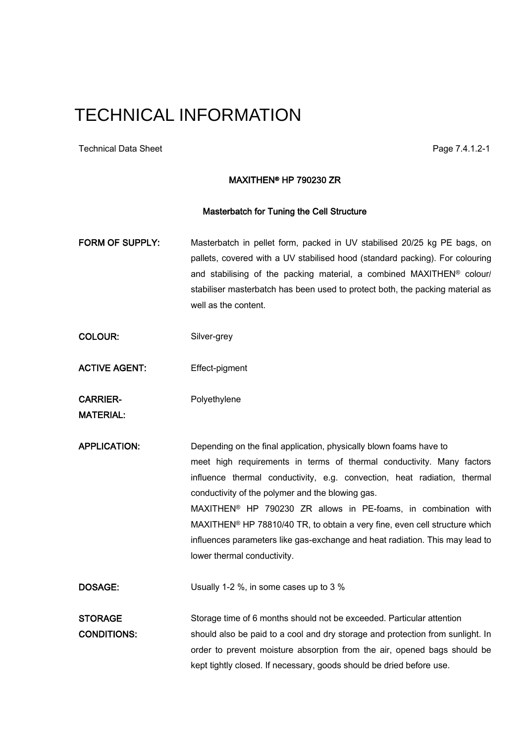# TECHNICAL INFORMATION

Technical Data Sheet

Page 7.4.1.2-1

**MAXITHEN® HP 790230 ZR**

**Masterbatch for Tuning the Cell Structure**

| | |
|---|---|
| **FORM OF SUPPLY:** | Masterbatch in pellet form, packed in UV stabilised 20/25 kg PE bags, on pallets, covered with a UV stabilised hood (standard packing). For colouring and stabilising of the packing material, a combined MAXITHEN® colour/ stabiliser masterbatch has been used to protect both, the packing material as well as the content. |
| **COLOUR:** | Silver-grey |
| **ACTIVE AGENT:** | Effect-pigment |
| **CARRIER-MATERIAL:** | Polyethylene |
| **APPLICATION:** | Depending on the final application, physically blown foams have to meet high requirements in terms of thermal conductivity. Many factors influence thermal conductivity, e.g. convection, heat radiation, thermal conductivity of the polymer and the blowing gas.<br>MAXITHEN® HP 790230 ZR allows in PE-foams, in combination with MAXITHEN® HP 78810/40 TR, to obtain a very fine, even cell structure which influences parameters like gas-exchange and heat radiation. This may lead to lower thermal conductivity. |
| **DOSAGE:** | Usually 1-2 %, in some cases up to 3 % |
| **STORAGE CONDITIONS:** | Storage time of 6 months should not be exceeded. Particular attention should also be paid to a cool and dry storage and protection from sunlight. In order to prevent moisture absorption from the air, opened bags should be kept tightly closed. If necessary, goods should be dried before use. |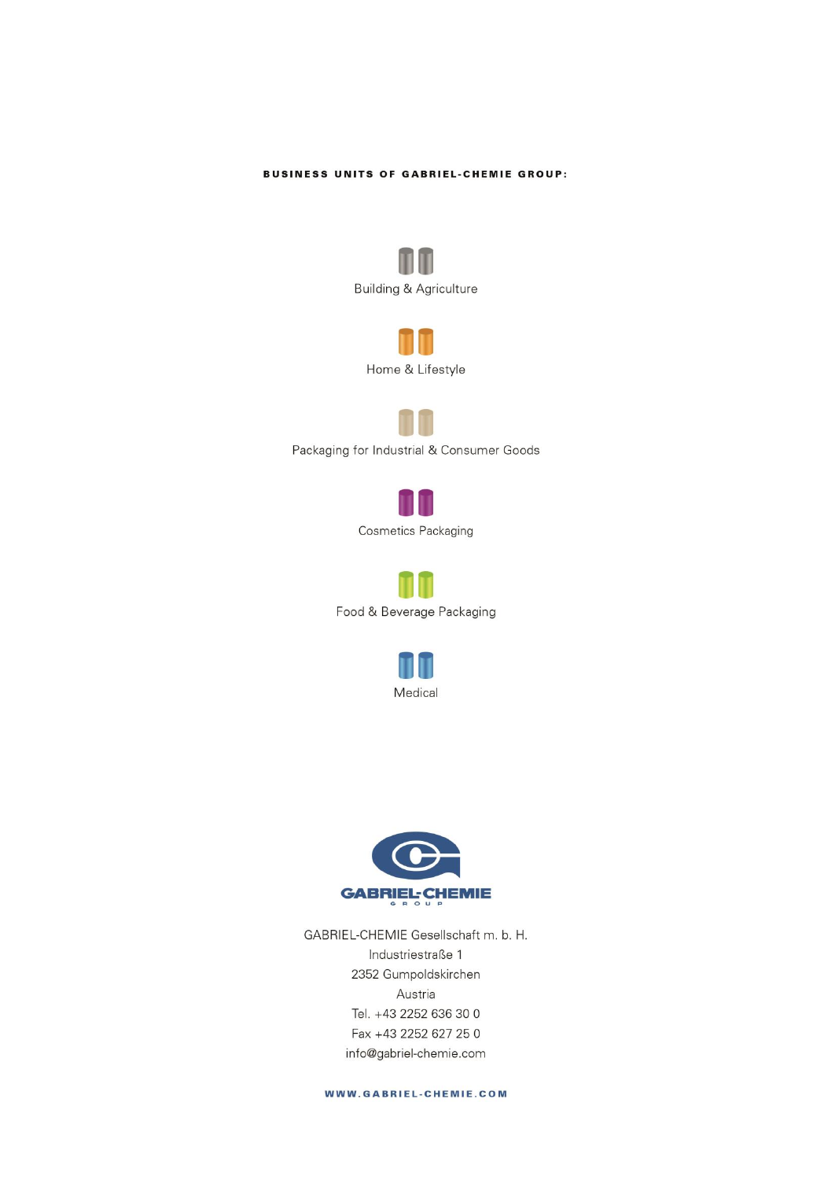**BUSINESS UNITS OF GABRIEL-CHEMIE GROUP:**

Building & Agriculture

Home & Lifestyle

Packaging for Industrial & Consumer Goods

Cosmetics Packaging

Food & Beverage Packaging

Medical

GABRIEL-CHEMIE
GROUP

GABRIEL-CHEMIE Gesellschaft m. b. H.
Industriestraße 1
2352 Gumpoldskirchen
Austria
Tel. +43 2252 636 30 0
Fax +43 2252 627 25 0
info@gabriel-chemie.com

WWW.GABRIEL-CHEMIE.COM